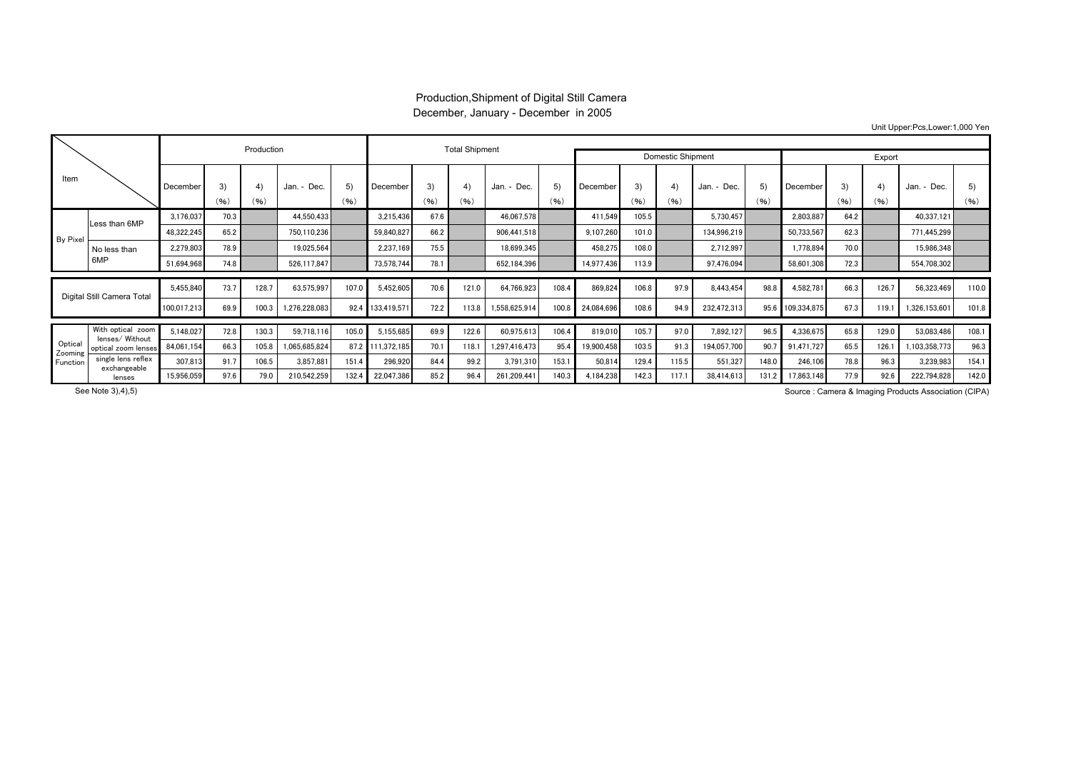# Production,Shipment of Digital Still Camera

December, January - December in 2005

Unit Upper:Pcs,Lower:1,000 Yen

| Item | | Production | | | | | Total Shipment | | | | | Domestic Shipment | | | | | Export | | | | |
|---|---|---|---|---|---|---|---|---|---|---|---|---|---|---|---|---|---|---|---|---|---|
| | | December | 3) (%) | 4) (%) | Jan. - Dec. | 5) (%) | December | 3) (%) | 4) (%) | Jan. - Dec. | 5) (%) | December | 3) (%) | 4) (%) | Jan. - Dec. | 5) (%) | December | 3) (%) | 4) (%) | Jan. - Dec. | 5) (%) |
| By Pixel | Less than 6MP | 3,176,037 | 70.3 | | 44,550,433 | | 3,215,436 | 67.6 | | 46,067,578 | | 411,549 | 105.5 | | 5,730,457 | | 2,803,887 | 64.2 | | 40,337,121 | |
| | | 48,322,245 | 65.2 | | 750,110,236 | | 59,840,827 | 66.2 | | 906,441,518 | | 9,107,260 | 101.0 | | 134,996,219 | | 50,733,567 | 62.3 | | 771,445,299 | |
| | No less than 6MP | 2,279,803 | 78.9 | | 19,025,564 | | 2,237,169 | 75.5 | | 18,699,345 | | 458,275 | 108.0 | | 2,712,997 | | 1,778,894 | 70.0 | | 15,986,348 | |
| | | 51,694,968 | 74.8 | | 526,117,847 | | 73,578,744 | 78.1 | | 652,184,396 | | 14,977,436 | 113.9 | | 97,476,094 | | 58,601,308 | 72.3 | | 554,708,302 | |
| Digital Still Camera Total | | 5,455,840 | 73.7 | 128.7 | 63,575,997 | 107.0 | 5,452,605 | 70.6 | 121.0 | 64,766,923 | 108.4 | 869,824 | 106.8 | 97.9 | 8,443,454 | 98.8 | 4,582,781 | 66.3 | 126.7 | 56,323,469 | 110.0 |
| | | 100,017,213 | 69.9 | 100.3 | 1,276,228,083 | 92.4 | 133,419,571 | 72.2 | 113.8 | 1,558,625,914 | 100.8 | 24,084,696 | 108.6 | 94.9 | 232,472,313 | 95.6 | 109,334,875 | 67.3 | 119.1 | 1,326,153,601 | 101.8 |
| Optical Zooming Function | With optical zoom lenses/ Without optical zoom lenses | 5,148,027 | 72.8 | 130.3 | 59,718,116 | 105.0 | 5,155,685 | 69.9 | 122.6 | 60,975,613 | 106.4 | 819,010 | 105.7 | 97.0 | 7,892,127 | 96.5 | 4,336,675 | 65.8 | 129.0 | 53,083,486 | 108.1 |
| | | 84,061,154 | 66.3 | 105.8 | 1,065,685,824 | 87.2 | 111,372,185 | 70.1 | 118.1 | 1,297,416,473 | 95.4 | 19,900,458 | 103.5 | 91.3 | 194,057,700 | 90.7 | 91,471,727 | 65.5 | 126.1 | 1,103,358,773 | 96.3 |
| | single lens reflex exchangeable lenses | 307,813 | 91.7 | 106.5 | 3,857,881 | 151.4 | 296,920 | 84.4 | 99.2 | 3,791,310 | 153.1 | 50,814 | 129.4 | 115.5 | 551,327 | 148.0 | 246,106 | 78.8 | 96.3 | 3,239,983 | 154.1 |
| | | 15,956,059 | 97.6 | 79.0 | 210,542,259 | 132.4 | 22,047,386 | 85.2 | 96.4 | 261,209,441 | 140.3 | 4,184,238 | 142.3 | 117.1 | 38,414,613 | 131.2 | 17,863,148 | 77.9 | 92.6 | 222,794,828 | 142.0 |

See Note 3),4),5)

Source : Camera & Imaging Products Association (CIPA)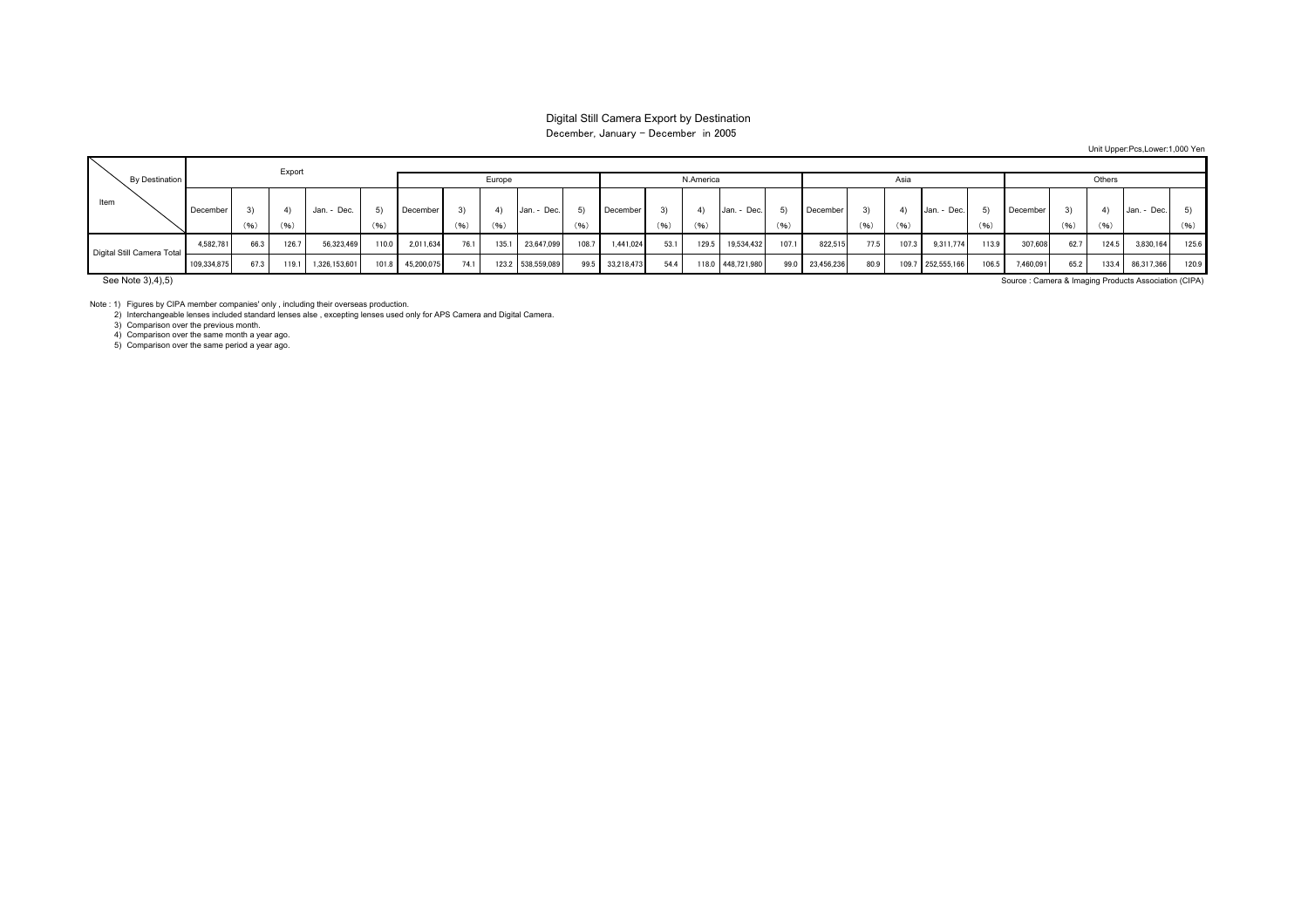# Digital Still Camera Export by Destination

December, January - December in 2005

Unit Upper:Pcs,Lower:1,000 Yen

| By Destination / Item | Export | | | | | Europe | | | | | N.America | | | | | Asia | | | | | Others | | | | |
|---|---|---|---|---|---|---|---|---|---|---|---|---|---|---|---|---|---|---|---|---|---|---|---|---|---|
| | December | 3) (%) | 4) (%) | Jan. - Dec. | 5) (%) | December | 3) (%) | 4) (%) | Jan. - Dec. | 5) (%) | December | 3) (%) | 4) (%) | Jan. - Dec. | 5) (%) | December | 3) (%) | 4) (%) | Jan. - Dec. | 5) (%) | December | 3) (%) | 4) (%) | Jan. - Dec. | 5) (%) |
| Digital Still Camera Total | 4,582,781 | 66.3 | 126.7 | 56,323,469 | 110.0 | 2,011,634 | 76.1 | 135.1 | 23,647,099 | 108.7 | 1,441,024 | 53.1 | 129.5 | 19,534,432 | 107.1 | 822,515 | 77.5 | 107.3 | 9,311,774 | 113.9 | 307,608 | 62.7 | 124.5 | 3,830,164 | 125.6 |
| | 109,334,875 | 67.3 | 119.1 | 1,326,153,601 | 101.8 | 45,200,075 | 74.1 | 123.2 | 538,559,089 | 99.5 | 33,218,473 | 54.4 | 118.0 | 448,721,980 | 99.0 | 23,456,236 | 80.9 | 109.7 | 252,555,166 | 106.5 | 7,460,091 | 65.2 | 133.4 | 86,317,366 | 120.9 |

See Note 3),4),5)

Source : Camera & Imaging Products Association (CIPA)

Note : 1) Figures by CIPA member companies' only , including their overseas production.

2) Interchangeable lenses included standard lenses alse , excepting lenses used only for APS Camera and Digital Camera.

3) Comparison over the previous month.

4) Comparison over the same month a year ago.

5) Comparison over the same period a year ago.